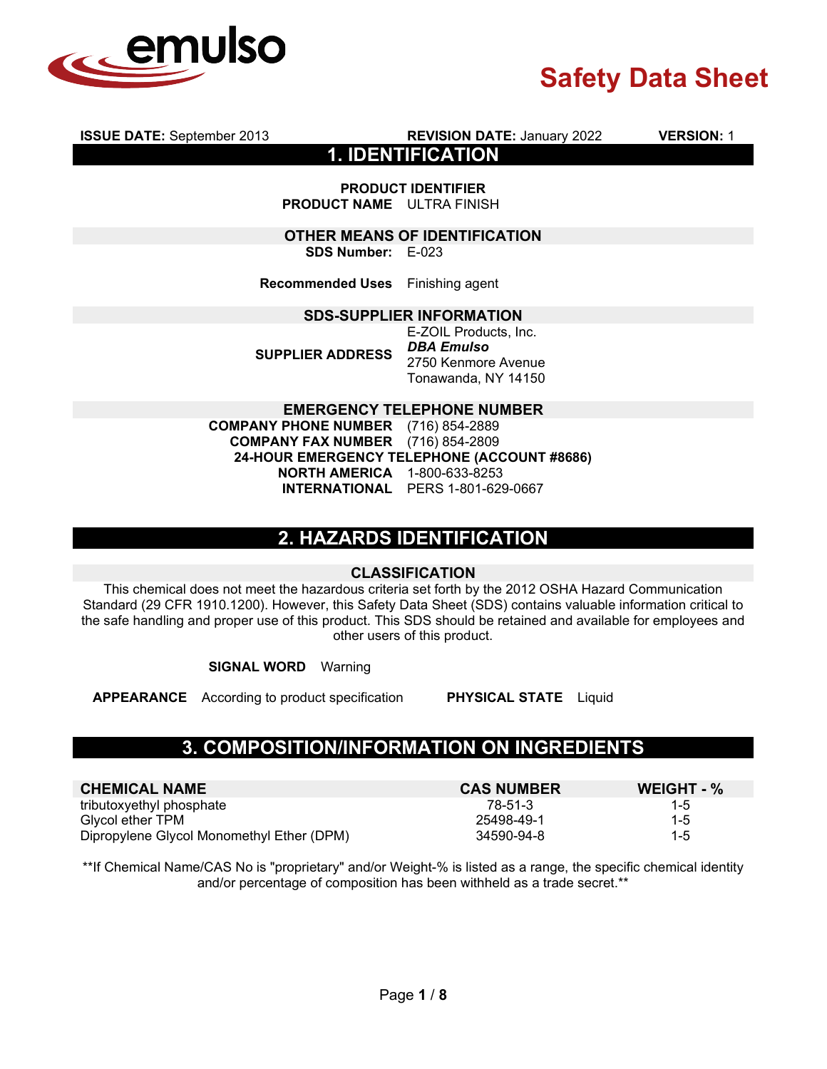emulso

# Safety Data Sheet

**ISSUE DATE:** September 2013 **REVISION DATE:** January 2022 **VERSION:** 1

## 1. IDENTIFICATION

**PRODUCT IDENTIFIER**

**PRODUCT NAME** ULTRA FINISH

**OTHER MEANS OF IDENTIFICATION**

**SDS Number:** E-023

**Recommended Uses** Finishing agent

**SDS-SUPPLIER INFORMATION**

**SUPPLIER ADDRESS**
E-ZOIL Products, Inc.
***DBA Emulso***
2750 Kenmore Avenue
Tonawanda, NY 14150

**EMERGENCY TELEPHONE NUMBER**

**COMPANY PHONE NUMBER** (716) 854-2889
**COMPANY FAX NUMBER** (716) 854-2809
**24-HOUR EMERGENCY TELEPHONE (ACCOUNT #8686)**
**NORTH AMERICA** 1-800-633-8253
**INTERNATIONAL** PERS 1-801-629-0667

## 2. HAZARDS IDENTIFICATION

**CLASSIFICATION**

This chemical does not meet the hazardous criteria set forth by the 2012 OSHA Hazard Communication Standard (29 CFR 1910.1200). However, this Safety Data Sheet (SDS) contains valuable information critical to the safe handling and proper use of this product. This SDS should be retained and available for employees and other users of this product.

**SIGNAL WORD** Warning

**APPEARANCE** According to product specification **PHYSICAL STATE** Liquid

## 3. COMPOSITION/INFORMATION ON INGREDIENTS

| CHEMICAL NAME | CAS NUMBER | WEIGHT - % |
|---|---|---|
| tributoxyethyl phosphate | 78-51-3 | 1-5 |
| Glycol ether TPM | 25498-49-1 | 1-5 |
| Dipropylene Glycol Monomethyl Ether (DPM) | 34590-94-8 | 1-5 |

**If Chemical Name/CAS No is "proprietary" and/or Weight-% is listed as a range, the specific chemical identity and/or percentage of composition has been withheld as a trade secret.**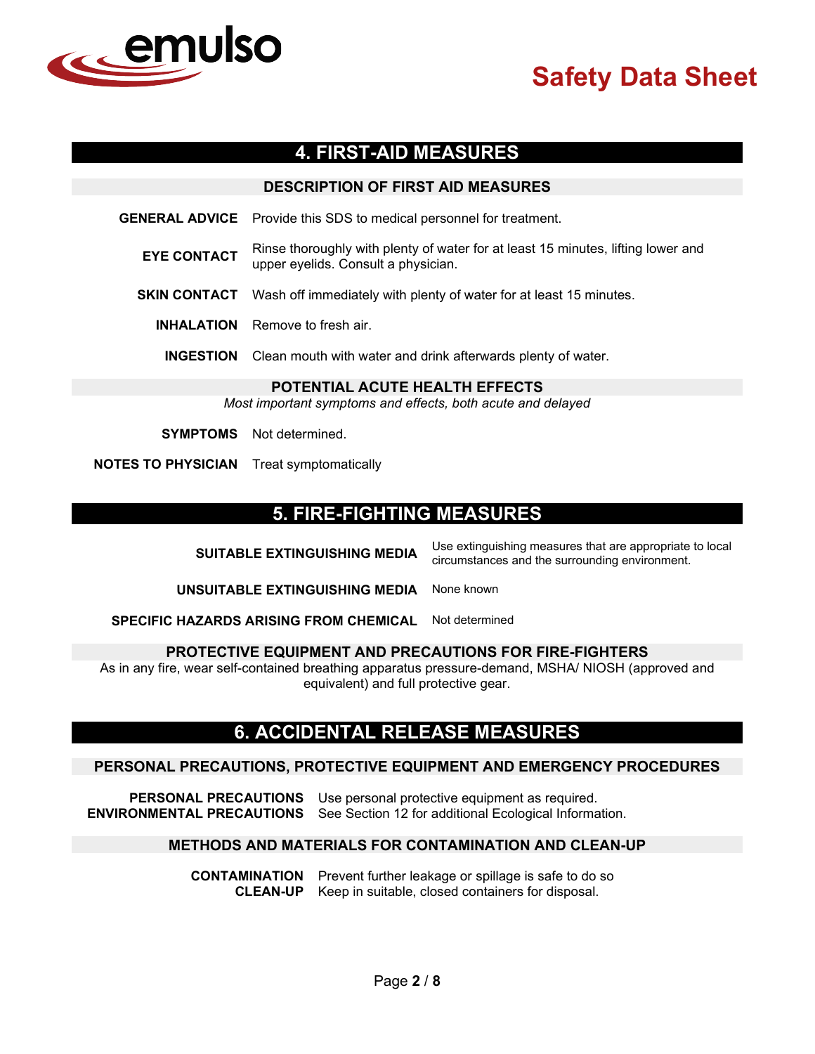## 4. FIRST-AID MEASURES

### DESCRIPTION OF FIRST AID MEASURES

**GENERAL ADVICE** Provide this SDS to medical personnel for treatment.

**EYE CONTACT** Rinse thoroughly with plenty of water for at least 15 minutes, lifting lower and upper eyelids. Consult a physician.

**SKIN CONTACT** Wash off immediately with plenty of water for at least 15 minutes.

**INHALATION** Remove to fresh air.

**INGESTION** Clean mouth with water and drink afterwards plenty of water.

### POTENTIAL ACUTE HEALTH EFFECTS

*Most important symptoms and effects, both acute and delayed*

**SYMPTOMS** Not determined.

**NOTES TO PHYSICIAN** Treat symptomatically

## 5. FIRE-FIGHTING MEASURES

**SUITABLE EXTINGUISHING MEDIA** Use extinguishing measures that are appropriate to local circumstances and the surrounding environment.

**UNSUITABLE EXTINGUISHING MEDIA** None known

**SPECIFIC HAZARDS ARISING FROM CHEMICAL** Not determined

### PROTECTIVE EQUIPMENT AND PRECAUTIONS FOR FIRE-FIGHTERS

As in any fire, wear self-contained breathing apparatus pressure-demand, MSHA/ NIOSH (approved and equivalent) and full protective gear.

## 6. ACCIDENTAL RELEASE MEASURES

### PERSONAL PRECAUTIONS, PROTECTIVE EQUIPMENT AND EMERGENCY PROCEDURES

**PERSONAL PRECAUTIONS** Use personal protective equipment as required.
**ENVIRONMENTAL PRECAUTIONS** See Section 12 for additional Ecological Information.

### METHODS AND MATERIALS FOR CONTAMINATION AND CLEAN-UP

**CONTAMINATION** Prevent further leakage or spillage is safe to do so
**CLEAN-UP** Keep in suitable, closed containers for disposal.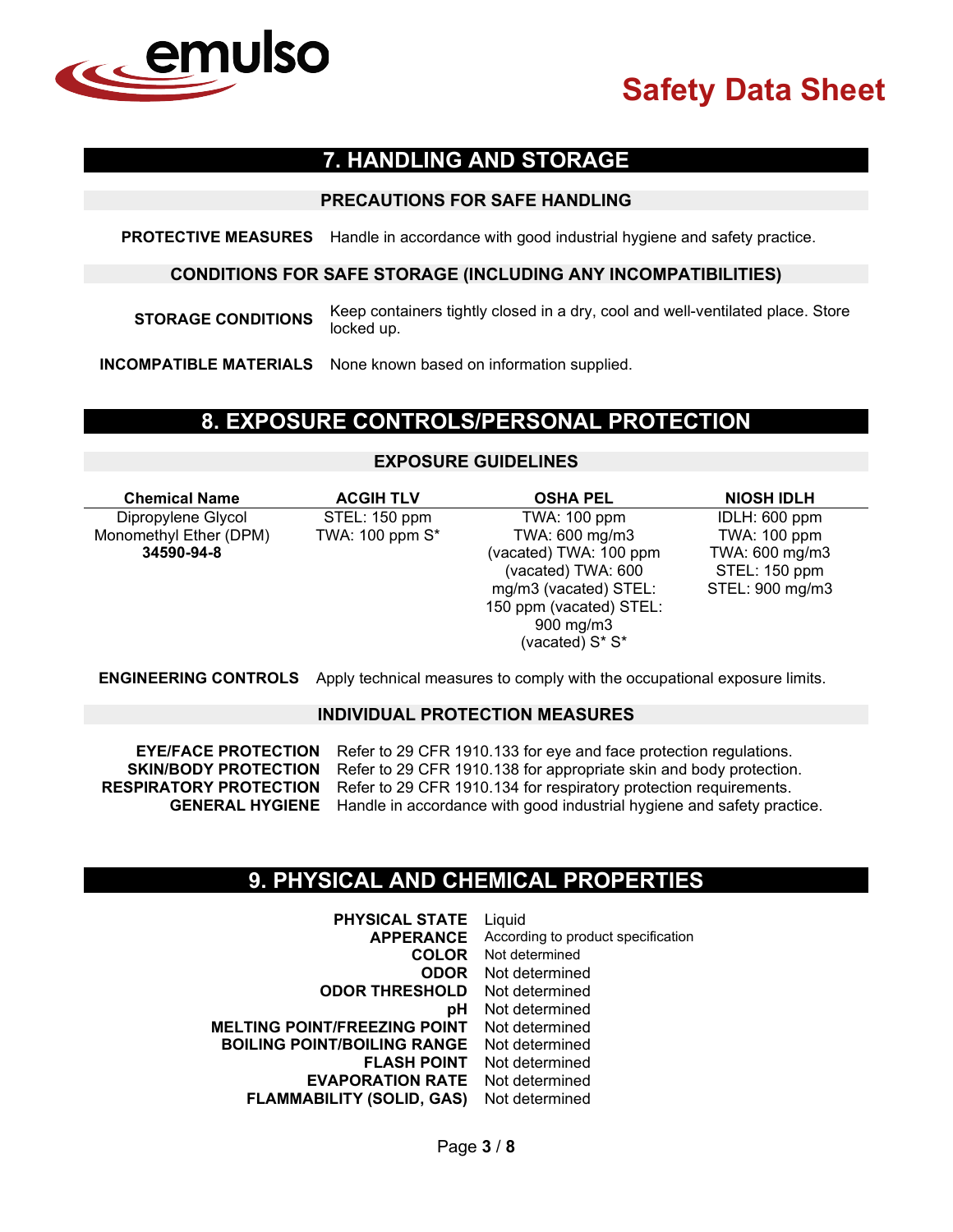## 7. HANDLING AND STORAGE

### PRECAUTIONS FOR SAFE HANDLING

**PROTECTIVE MEASURES** Handle in accordance with good industrial hygiene and safety practice.

### CONDITIONS FOR SAFE STORAGE (INCLUDING ANY INCOMPATIBILITIES)

**STORAGE CONDITIONS** Keep containers tightly closed in a dry, cool and well-ventilated place. Store locked up.

**INCOMPATIBLE MATERIALS** None known based on information supplied.

## 8. EXPOSURE CONTROLS/PERSONAL PROTECTION

### EXPOSURE GUIDELINES

| Chemical Name | ACGIH TLV | OSHA PEL | NIOSH IDLH |
|---|---|---|---|
| Dipropylene Glycol Monomethyl Ether (DPM) **34590-94-8** | STEL: 150 ppm TWA: 100 ppm S* | TWA: 100 ppm TWA: 600 mg/m3 (vacated) TWA: 100 ppm (vacated) TWA: 600 mg/m3 (vacated) STEL: 150 ppm (vacated) STEL: 900 mg/m3 (vacated) S* S* | IDLH: 600 ppm TWA: 100 ppm TWA: 600 mg/m3 STEL: 150 ppm STEL: 900 mg/m3 |

**ENGINEERING CONTROLS** Apply technical measures to comply with the occupational exposure limits.

### INDIVIDUAL PROTECTION MEASURES

**EYE/FACE PROTECTION** Refer to 29 CFR 1910.133 for eye and face protection regulations.
**SKIN/BODY PROTECTION** Refer to 29 CFR 1910.138 for appropriate skin and body protection.
**RESPIRATORY PROTECTION** Refer to 29 CFR 1910.134 for respiratory protection requirements.
**GENERAL HYGIENE** Handle in accordance with good industrial hygiene and safety practice.

## 9. PHYSICAL AND CHEMICAL PROPERTIES

**PHYSICAL STATE** Liquid
**APPERANCE** According to product specification
**COLOR** Not determined
**ODOR** Not determined
**ODOR THRESHOLD** Not determined
**pH** Not determined
**MELTING POINT/FREEZING POINT** Not determined
**BOILING POINT/BOILING RANGE** Not determined
**FLASH POINT** Not determined
**EVAPORATION RATE** Not determined
**FLAMMABILITY (SOLID, GAS)** Not determined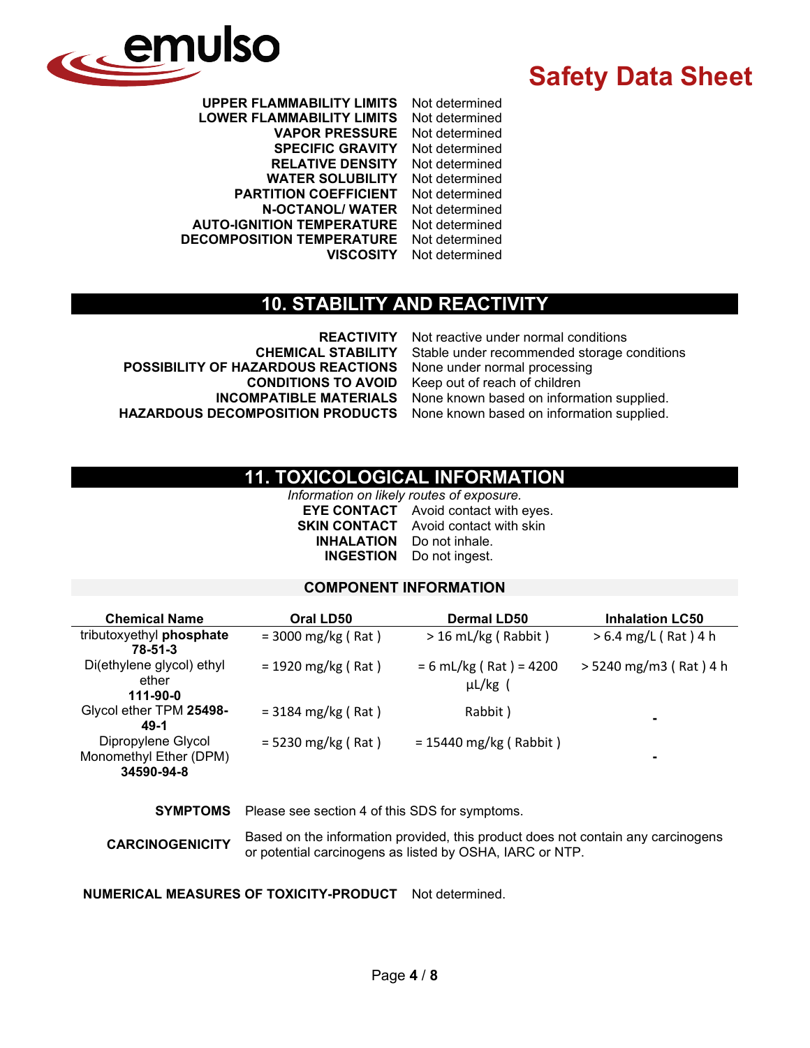| | |
|---|---|
| **UPPER FLAMMABILITY LIMITS** | Not determined |
| **LOWER FLAMMABILITY LIMITS** | Not determined |
| **VAPOR PRESSURE** | Not determined |
| **SPECIFIC GRAVITY** | Not determined |
| **RELATIVE DENSITY** | Not determined |
| **WATER SOLUBILITY** | Not determined |
| **PARTITION COEFFICIENT** | Not determined |
| **N-OCTANOL/ WATER** | Not determined |
| **AUTO-IGNITION TEMPERATURE** | Not determined |
| **DECOMPOSITION TEMPERATURE** | Not determined |
| **VISCOSITY** | Not determined |

## 10. STABILITY AND REACTIVITY

| | |
|---|---|
| **REACTIVITY** | Not reactive under normal conditions |
| **CHEMICAL STABILITY** | Stable under recommended storage conditions |
| **POSSIBILITY OF HAZARDOUS REACTIONS** | None under normal processing |
| **CONDITIONS TO AVOID** | Keep out of reach of children |
| **INCOMPATIBLE MATERIALS** | None known based on information supplied. |
| **HAZARDOUS DECOMPOSITION PRODUCTS** | None known based on information supplied. |

## 11. TOXICOLOGICAL INFORMATION

*Information on likely routes of exposure.*

| | |
|---|---|
| **EYE CONTACT** | Avoid contact with eyes. |
| **SKIN CONTACT** | Avoid contact with skin |
| **INHALATION** | Do not inhale. |
| **INGESTION** | Do not ingest. |

### COMPONENT INFORMATION

| Chemical Name | Oral LD50 | Dermal LD50 | Inhalation LC50 |
|---|---|---|---|
| tributoxyethyl **phosphate 78-51-3** | = 3000 mg/kg ( Rat ) | > 16 mL/kg ( Rabbit ) | > 6.4 mg/L ( Rat ) 4 h |
| Di(ethylene glycol) ethyl ether **111-90-0** | = 1920 mg/kg ( Rat ) | = 6 mL/kg ( Rat ) = 4200 µL/kg ( Rabbit ) | > 5240 mg/m3 ( Rat ) 4 h |
| Glycol ether TPM **25498-49-1** | = 3184 mg/kg ( Rat ) | | - |
| Dipropylene Glycol Monomethyl Ether (DPM) **34590-94-8** | = 5230 mg/kg ( Rat ) | = 15440 mg/kg ( Rabbit ) | - |

**SYMPTOMS** Please see section 4 of this SDS for symptoms.

**CARCINOGENICITY** Based on the information provided, this product does not contain any carcinogens or potential carcinogens as listed by OSHA, IARC or NTP.

**NUMERICAL MEASURES OF TOXICITY-PRODUCT** Not determined.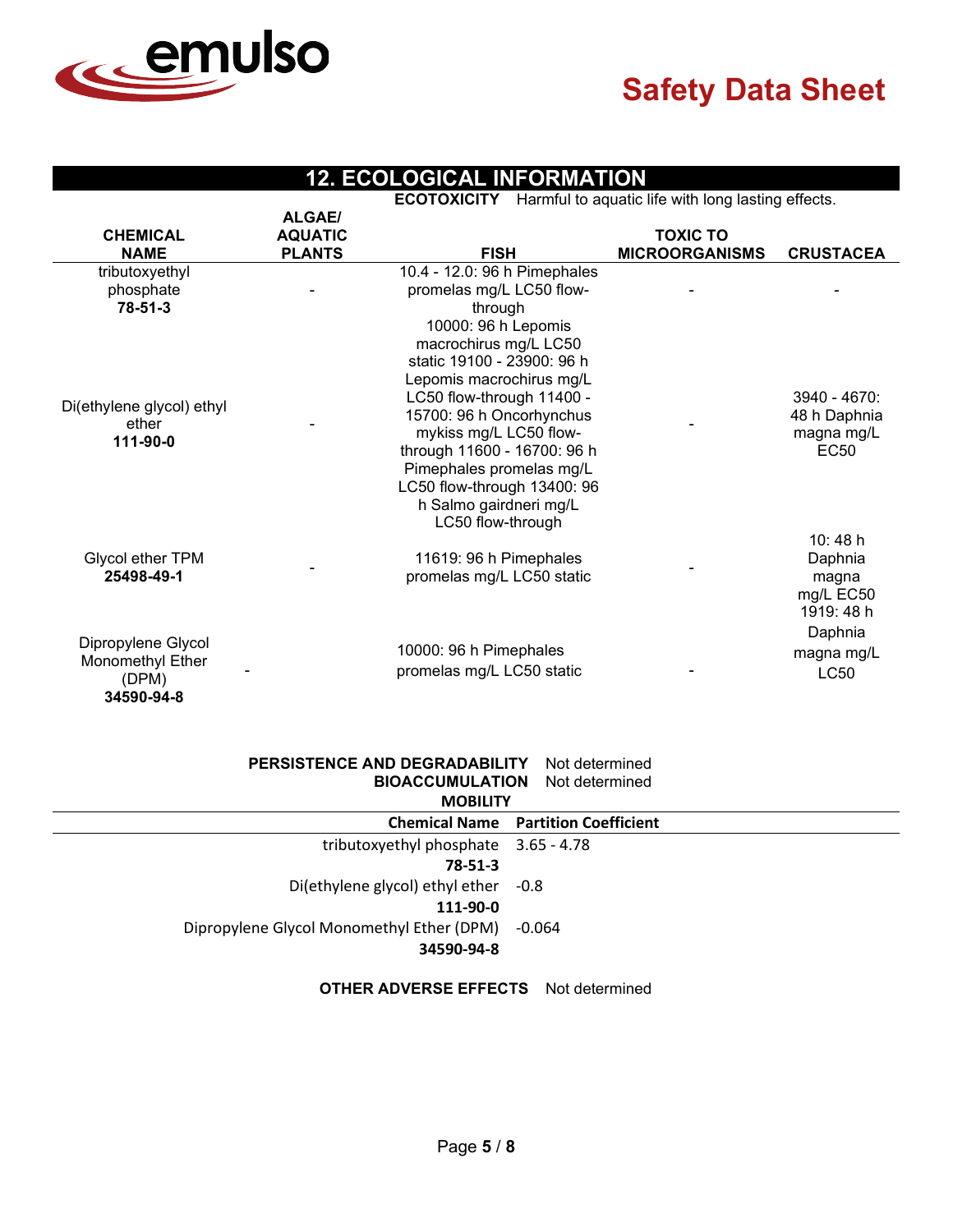## 12. ECOLOGICAL INFORMATION

**ECOTOXICITY** Harmful to aquatic life with long lasting effects.

| CHEMICAL NAME | ALGAE/ AQUATIC PLANTS | FISH | TOXIC TO MICROORGANISMS | CRUSTACEA |
|---|---|---|---|---|
| tributoxyethyl phosphate **78-51-3** | - | 10.4 - 12.0: 96 h Pimephales promelas mg/L LC50 flow-through | - | - |
| Di(ethylene glycol) ethyl ether **111-90-0** | - | 10000: 96 h Lepomis macrochirus mg/L LC50 static 19100 - 23900: 96 h Lepomis macrochirus mg/L LC50 flow-through 11400 - 15700: 96 h Oncorhynchus mykiss mg/L LC50 flow-through 11600 - 16700: 96 h Pimephales promelas mg/L LC50 flow-through 13400: 96 h Salmo gairdneri mg/L LC50 flow-through | - | 3940 - 4670: 48 h Daphnia magna mg/L EC50 |
| Glycol ether TPM **25498-49-1** | - | 11619: 96 h Pimephales promelas mg/L LC50 static | - | 10: 48 h Daphnia magna mg/L EC50 |
| Dipropylene Glycol Monomethyl Ether (DPM) **34590-94-8** | - | 10000: 96 h Pimephales promelas mg/L LC50 static | - | 1919: 48 h Daphnia magna mg/L LC50 |

**PERSISTENCE AND DEGRADABILITY** Not determined

**BIOACCUMULATION** Not determined

**MOBILITY**

| Chemical Name | Partition Coefficient |
|---|---|
| tributoxyethyl phosphate **78-51-3** | 3.65 - 4.78 |
| Di(ethylene glycol) ethyl ether **111-90-0** | -0.8 |
| Dipropylene Glycol Monomethyl Ether (DPM) **34590-94-8** | -0.064 |

**OTHER ADVERSE EFFECTS** Not determined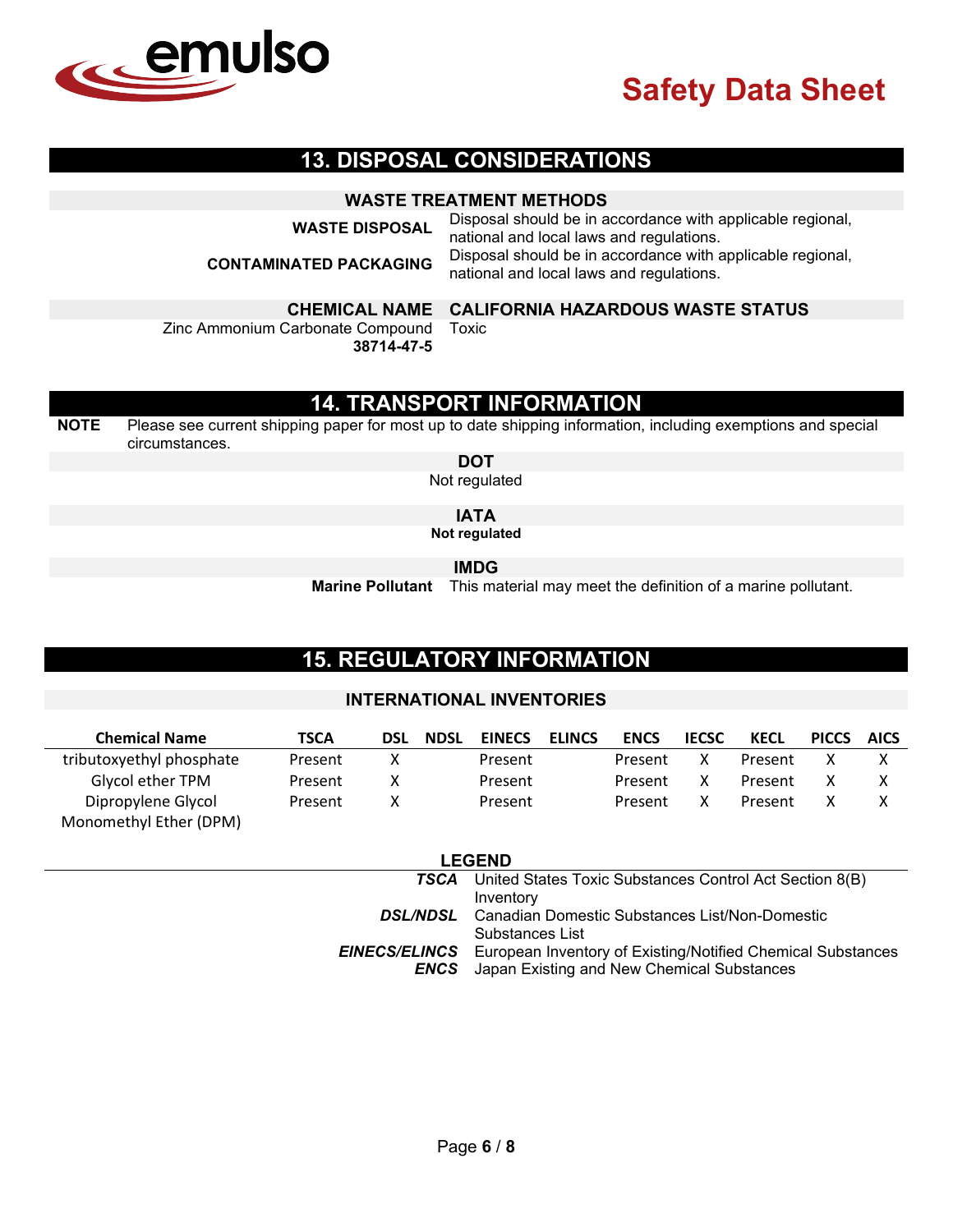## 13. DISPOSAL CONSIDERATIONS

### WASTE TREATMENT METHODS

**WASTE DISPOSAL** Disposal should be in accordance with applicable regional, national and local laws and regulations.

**CONTAMINATED PACKAGING** Disposal should be in accordance with applicable regional, national and local laws and regulations.

| CHEMICAL NAME | CALIFORNIA HAZARDOUS WASTE STATUS |
|---|---|
| Zinc Ammonium Carbonate Compound **38714-47-5** | Toxic |

## 14. TRANSPORT INFORMATION

**NOTE** Please see current shipping paper for most up to date shipping information, including exemptions and special circumstances.

### DOT

Not regulated

### IATA

**Not regulated**

### IMDG

**Marine Pollutant** This material may meet the definition of a marine pollutant.

## 15. REGULATORY INFORMATION

### INTERNATIONAL INVENTORIES

| Chemical Name | TSCA | DSL | NDSL | EINECS | ELINCS | ENCS | IECSC | KECL | PICCS | AICS |
|---|---|---|---|---|---|---|---|---|---|---|
| tributoxyethyl phosphate | Present | X | | Present | | Present | X | Present | X | X |
| Glycol ether TPM | Present | X | | Present | | Present | X | Present | X | X |
| Dipropylene Glycol Monomethyl Ether (DPM) | Present | X | | Present | | Present | X | Present | X | X |

### LEGEND

***TSCA*** United States Toxic Substances Control Act Section 8(B) Inventory
***DSL/NDSL*** Canadian Domestic Substances List/Non-Domestic Substances List
***EINECS/ELINCS*** European Inventory of Existing/Notified Chemical Substances
***ENCS*** Japan Existing and New Chemical Substances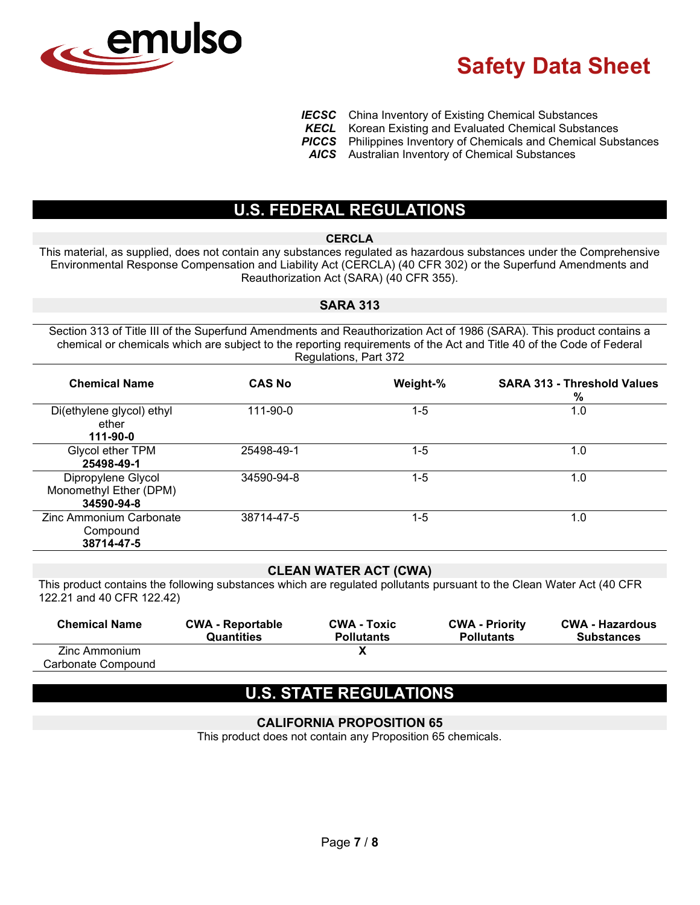| | |
|---|---|
| ***IECSC*** | China Inventory of Existing Chemical Substances |
| ***KECL*** | Korean Existing and Evaluated Chemical Substances |
| ***PICCS*** | Philippines Inventory of Chemicals and Chemical Substances |
| ***AICS*** | Australian Inventory of Chemical Substances |

## U.S. FEDERAL REGULATIONS

### CERCLA

This material, as supplied, does not contain any substances regulated as hazardous substances under the Comprehensive Environmental Response Compensation and Liability Act (CERCLA) (40 CFR 302) or the Superfund Amendments and Reauthorization Act (SARA) (40 CFR 355).

### SARA 313

Section 313 of Title III of the Superfund Amendments and Reauthorization Act of 1986 (SARA). This product contains a chemical or chemicals which are subject to the reporting requirements of the Act and Title 40 of the Code of Federal Regulations, Part 372

| Chemical Name | CAS No | Weight-% | SARA 313 - Threshold Values % |
|---|---|---|---|
| Di(ethylene glycol) ethyl ether **111-90-0** | 111-90-0 | 1-5 | 1.0 |
| Glycol ether TPM **25498-49-1** | 25498-49-1 | 1-5 | 1.0 |
| Dipropylene Glycol Monomethyl Ether (DPM) **34590-94-8** | 34590-94-8 | 1-5 | 1.0 |
| Zinc Ammonium Carbonate Compound **38714-47-5** | 38714-47-5 | 1-5 | 1.0 |

### CLEAN WATER ACT (CWA)

This product contains the following substances which are regulated pollutants pursuant to the Clean Water Act (40 CFR 122.21 and 40 CFR 122.42)

| Chemical Name | CWA - Reportable Quantities | CWA - Toxic Pollutants | CWA - Priority Pollutants | CWA - Hazardous Substances |
|---|---|---|---|---|
| Zinc Ammonium Carbonate Compound | | X | | |

## U.S. STATE REGULATIONS

### CALIFORNIA PROPOSITION 65

This product does not contain any Proposition 65 chemicals.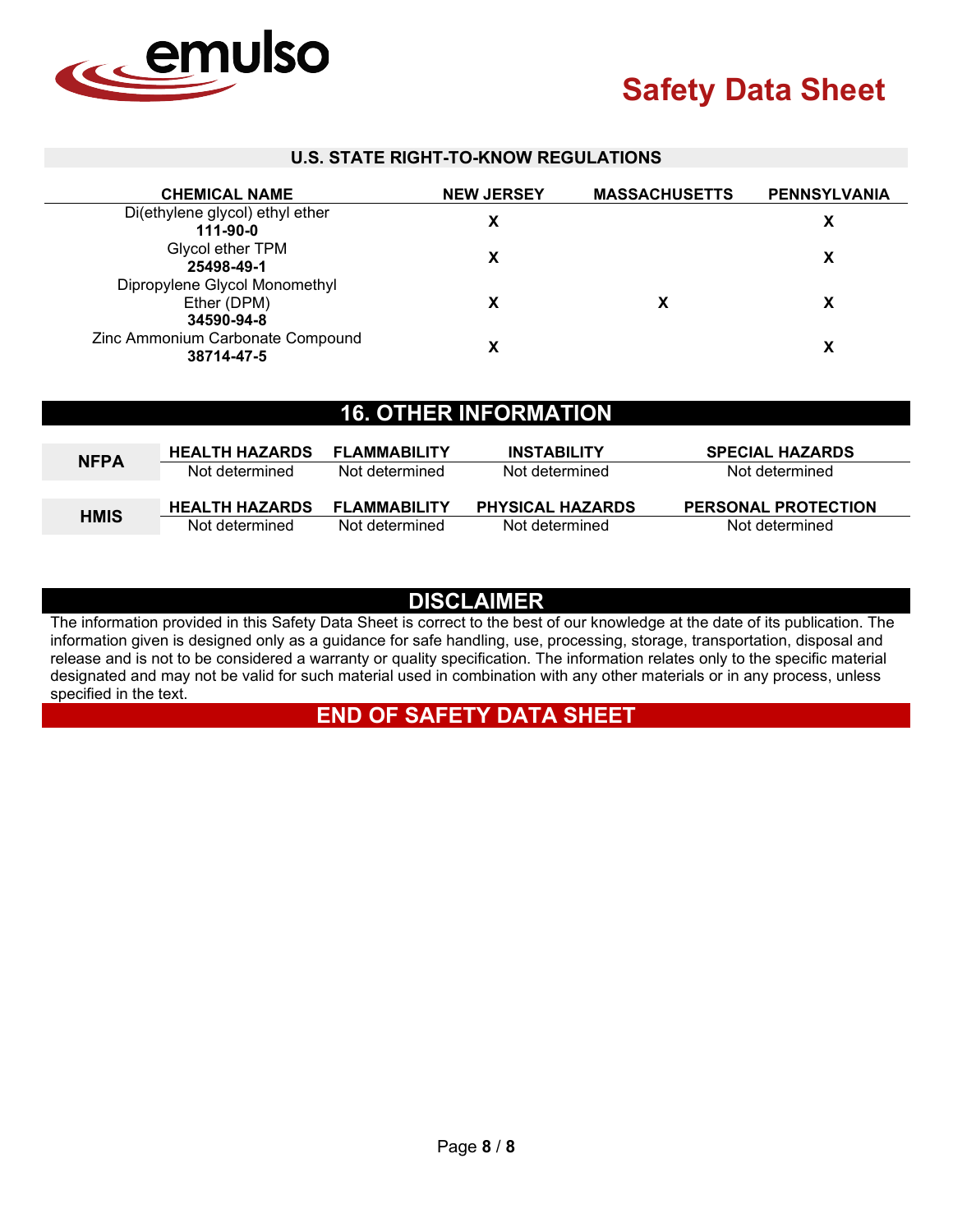### U.S. STATE RIGHT-TO-KNOW REGULATIONS

| CHEMICAL NAME | NEW JERSEY | MASSACHUSETTS | PENNSYLVANIA |
|---|---|---|---|
| Di(ethylene glycol) ethyl ether **111-90-0** | X | | X |
| Glycol ether TPM **25498-49-1** | X | | X |
| Dipropylene Glycol Monomethyl Ether (DPM) **34590-94-8** | X | X | X |
| Zinc Ammonium Carbonate Compound **38714-47-5** | X | | X |

## 16. OTHER INFORMATION

| NFPA | HEALTH HAZARDS | FLAMMABILITY | INSTABILITY | SPECIAL HAZARDS |
|---|---|---|---|---|
| | Not determined | Not determined | Not determined | Not determined |

| HMIS | HEALTH HAZARDS | FLAMMABILITY | PHYSICAL HAZARDS | PERSONAL PROTECTION |
|---|---|---|---|---|
| | Not determined | Not determined | Not determined | Not determined |

## DISCLAIMER

The information provided in this Safety Data Sheet is correct to the best of our knowledge at the date of its publication. The information given is designed only as a guidance for safe handling, use, processing, storage, transportation, disposal and release and is not to be considered a warranty or quality specification. The information relates only to the specific material designated and may not be valid for such material used in combination with any other materials or in any process, unless specified in the text.

## END OF SAFETY DATA SHEET